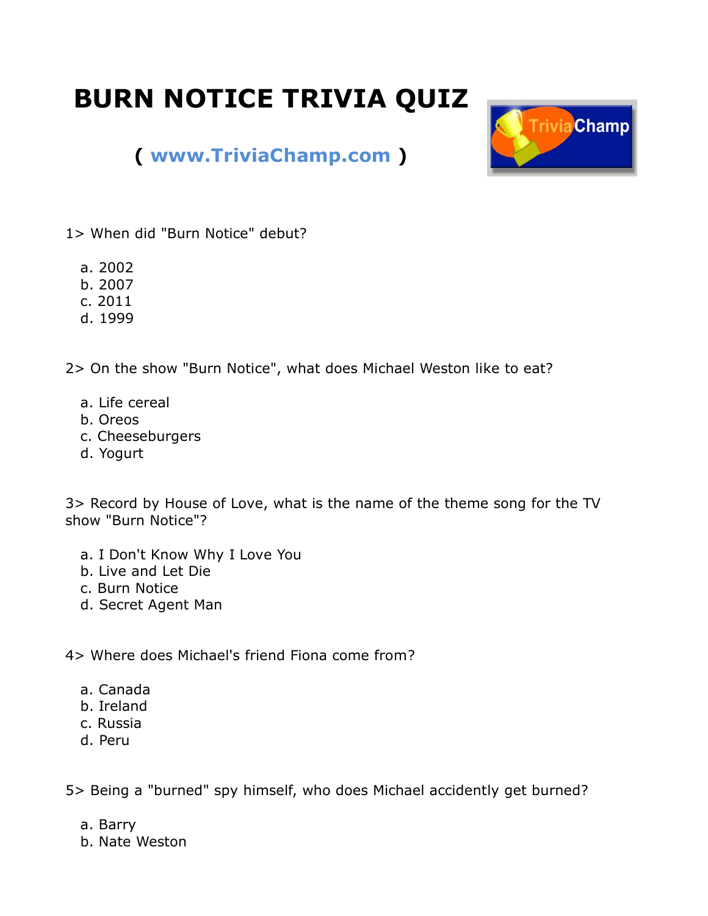# BURN NOTICE TRIVIA QUIZ

( www.TriviaChamp.com )

1> When did "Burn Notice" debut?

a. 2002
b. 2007
c. 2011
d. 1999

2> On the show "Burn Notice", what does Michael Weston like to eat?

a. Life cereal
b. Oreos
c. Cheeseburgers
d. Yogurt

3> Record by House of Love, what is the name of the theme song for the TV show "Burn Notice"?

a. I Don't Know Why I Love You
b. Live and Let Die
c. Burn Notice
d. Secret Agent Man

4> Where does Michael's friend Fiona come from?

a. Canada
b. Ireland
c. Russia
d. Peru

5> Being a "burned" spy himself, who does Michael accidently get burned?

a. Barry
b. Nate Weston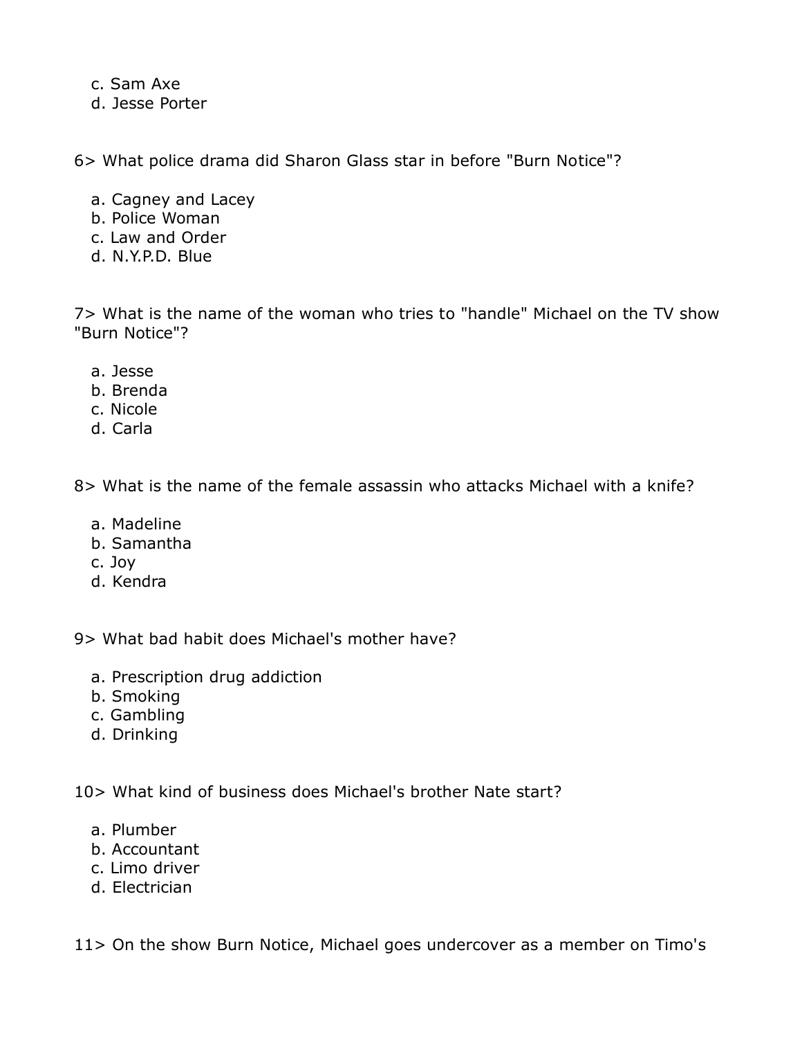c. Sam Axe
d. Jesse Porter

6> What police drama did Sharon Glass star in before "Burn Notice"?

a. Cagney and Lacey
b. Police Woman
c. Law and Order
d. N.Y.P.D. Blue

7> What is the name of the woman who tries to "handle" Michael on the TV show "Burn Notice"?

a. Jesse
b. Brenda
c. Nicole
d. Carla

8> What is the name of the female assassin who attacks Michael with a knife?

a. Madeline
b. Samantha
c. Joy
d. Kendra

9> What bad habit does Michael's mother have?

a. Prescription drug addiction
b. Smoking
c. Gambling
d. Drinking

10> What kind of business does Michael's brother Nate start?

a. Plumber
b. Accountant
c. Limo driver
d. Electrician

11> On the show Burn Notice, Michael goes undercover as a member on Timo's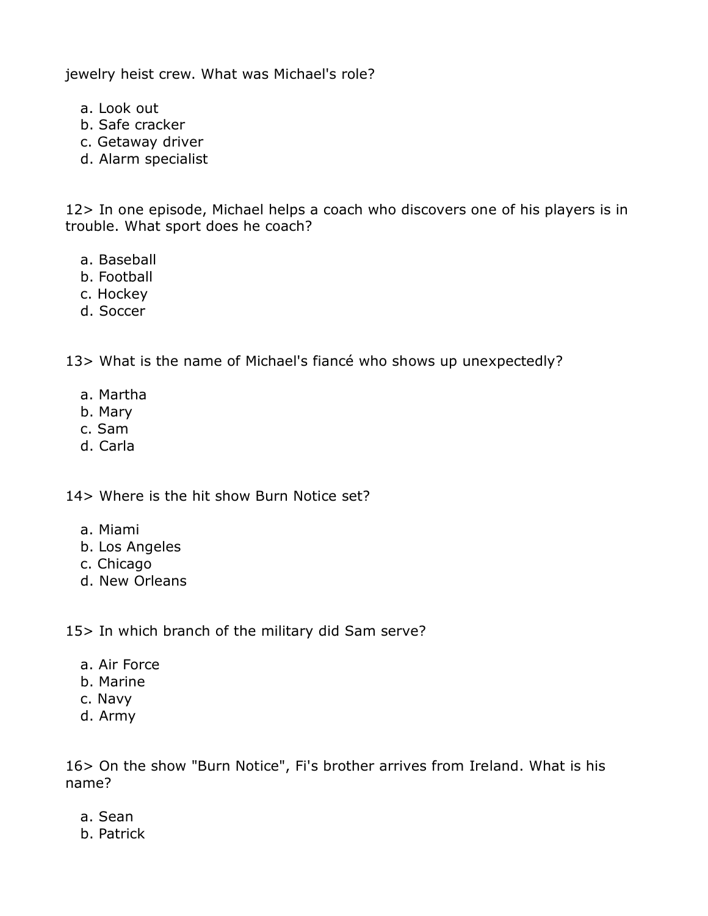jewelry heist crew. What was Michael's role?

a. Look out
b. Safe cracker
c. Getaway driver
d. Alarm specialist

12> In one episode, Michael helps a coach who discovers one of his players is in trouble. What sport does he coach?

a. Baseball
b. Football
c. Hockey
d. Soccer

13> What is the name of Michael's fiancé who shows up unexpectedly?

a. Martha
b. Mary
c. Sam
d. Carla

14> Where is the hit show Burn Notice set?

a. Miami
b. Los Angeles
c. Chicago
d. New Orleans

15> In which branch of the military did Sam serve?

a. Air Force
b. Marine
c. Navy
d. Army

16> On the show "Burn Notice", Fi's brother arrives from Ireland. What is his name?

a. Sean
b. Patrick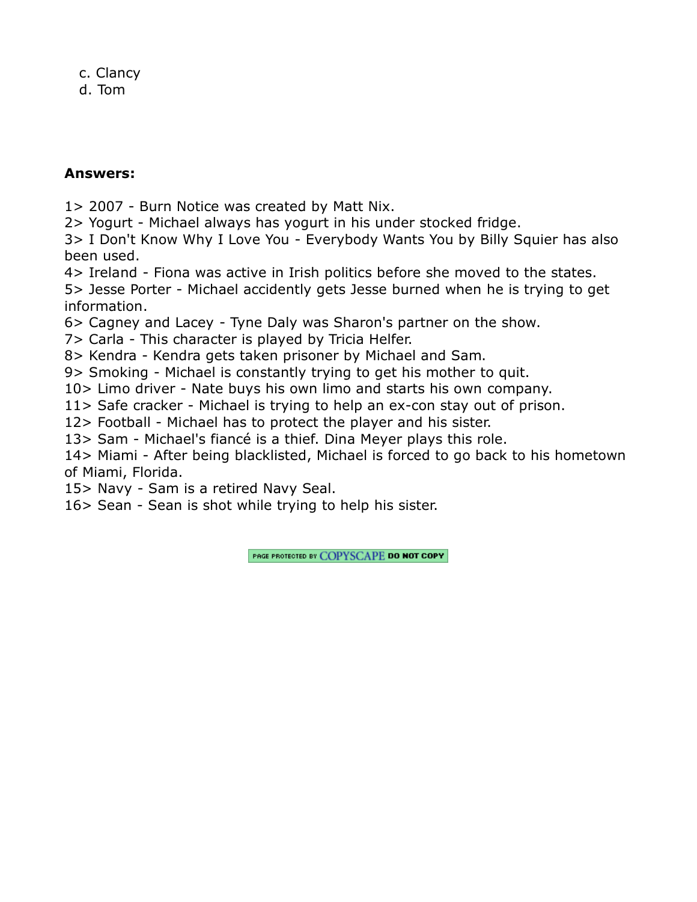c. Clancy
d. Tom

**Answers:**

1> 2007 - Burn Notice was created by Matt Nix.
2> Yogurt - Michael always has yogurt in his under stocked fridge.
3> I Don't Know Why I Love You - Everybody Wants You by Billy Squier has also been used.
4> Ireland - Fiona was active in Irish politics before she moved to the states.
5> Jesse Porter - Michael accidently gets Jesse burned when he is trying to get information.
6> Cagney and Lacey - Tyne Daly was Sharon's partner on the show.
7> Carla - This character is played by Tricia Helfer.
8> Kendra - Kendra gets taken prisoner by Michael and Sam.
9> Smoking - Michael is constantly trying to get his mother to quit.
10> Limo driver - Nate buys his own limo and starts his own company.
11> Safe cracker - Michael is trying to help an ex-con stay out of prison.
12> Football - Michael has to protect the player and his sister.
13> Sam - Michael's fiancé is a thief. Dina Meyer plays this role.
14> Miami - After being blacklisted, Michael is forced to go back to his hometown of Miami, Florida.
15> Navy - Sam is a retired Navy Seal.
16> Sean - Sean is shot while trying to help his sister.

PAGE PROTECTED BY COPYSCAPE DO NOT COPY